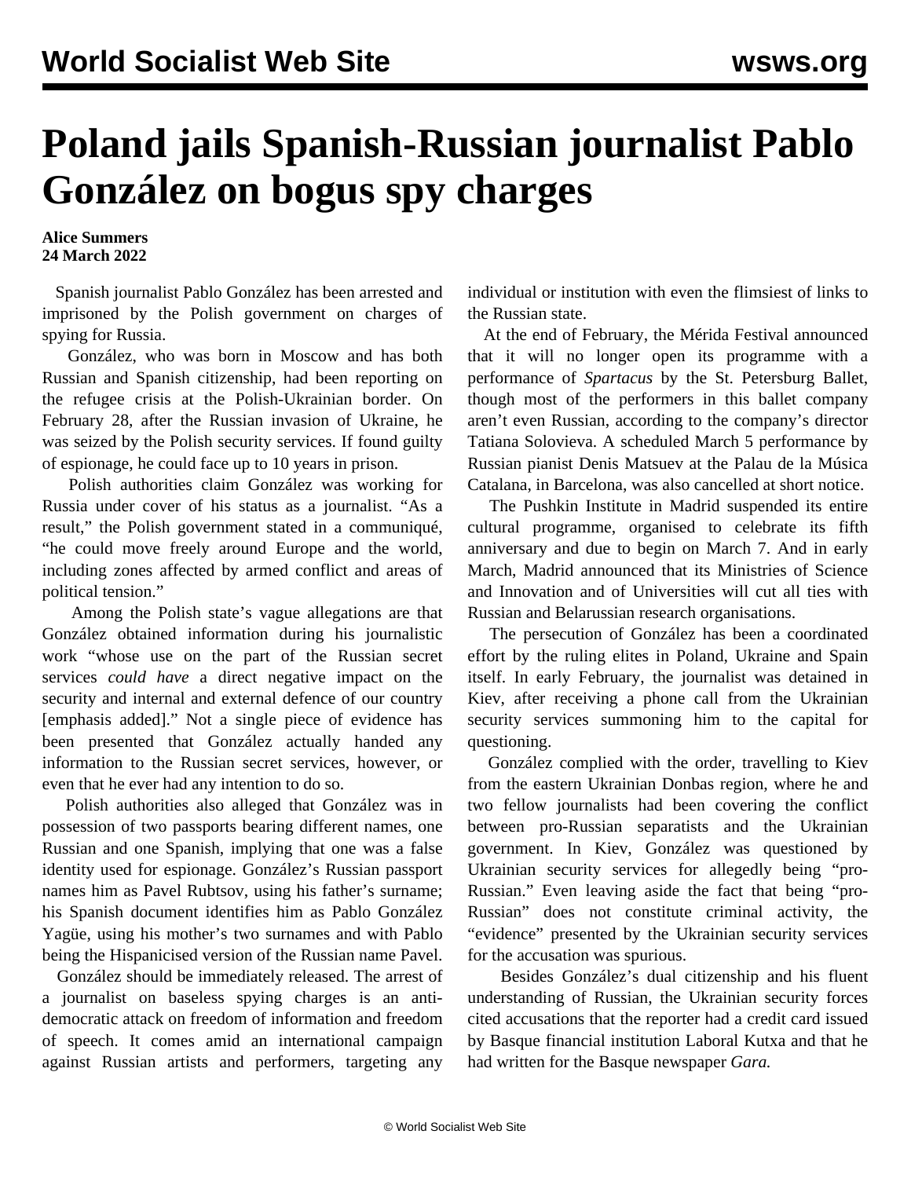# Poland jails Spanish-Russian journalist Pablo González on bogus spy charges

**Alice Summers**
**24 March 2022**

Spanish journalist Pablo González has been arrested and imprisoned by the Polish government on charges of spying for Russia.

González, who was born in Moscow and has both Russian and Spanish citizenship, had been reporting on the refugee crisis at the Polish-Ukrainian border. On February 28, after the Russian invasion of Ukraine, he was seized by the Polish security services. If found guilty of espionage, he could face up to 10 years in prison.

Polish authorities claim González was working for Russia under cover of his status as a journalist. "As a result," the Polish government stated in a communiqué, "he could move freely around Europe and the world, including zones affected by armed conflict and areas of political tension."

Among the Polish state's vague allegations are that González obtained information during his journalistic work "whose use on the part of the Russian secret services *could have* a direct negative impact on the security and internal and external defence of our country [emphasis added]." Not a single piece of evidence has been presented that González actually handed any information to the Russian secret services, however, or even that he ever had any intention to do so.

Polish authorities also alleged that González was in possession of two passports bearing different names, one Russian and one Spanish, implying that one was a false identity used for espionage. González's Russian passport names him as Pavel Rubtsov, using his father's surname; his Spanish document identifies him as Pablo González Yagüe, using his mother's two surnames and with Pablo being the Hispanicised version of the Russian name Pavel.

González should be immediately released. The arrest of a journalist on baseless spying charges is an anti-democratic attack on freedom of information and freedom of speech. It comes amid an international campaign against Russian artists and performers, targeting any individual or institution with even the flimsiest of links to the Russian state.

At the end of February, the Mérida Festival announced that it will no longer open its programme with a performance of *Spartacus* by the St. Petersburg Ballet, though most of the performers in this ballet company aren't even Russian, according to the company's director Tatiana Solovieva. A scheduled March 5 performance by Russian pianist Denis Matsuev at the Palau de la Música Catalana, in Barcelona, was also cancelled at short notice.

The Pushkin Institute in Madrid suspended its entire cultural programme, organised to celebrate its fifth anniversary and due to begin on March 7. And in early March, Madrid announced that its Ministries of Science and Innovation and of Universities will cut all ties with Russian and Belarussian research organisations.

The persecution of González has been a coordinated effort by the ruling elites in Poland, Ukraine and Spain itself. In early February, the journalist was detained in Kiev, after receiving a phone call from the Ukrainian security services summoning him to the capital for questioning.

González complied with the order, travelling to Kiev from the eastern Ukrainian Donbas region, where he and two fellow journalists had been covering the conflict between pro-Russian separatists and the Ukrainian government. In Kiev, González was questioned by Ukrainian security services for allegedly being "pro-Russian." Even leaving aside the fact that being "pro-Russian" does not constitute criminal activity, the "evidence" presented by the Ukrainian security services for the accusation was spurious.

Besides González's dual citizenship and his fluent understanding of Russian, the Ukrainian security forces cited accusations that the reporter had a credit card issued by Basque financial institution Laboral Kutxa and that he had written for the Basque newspaper *Gara.*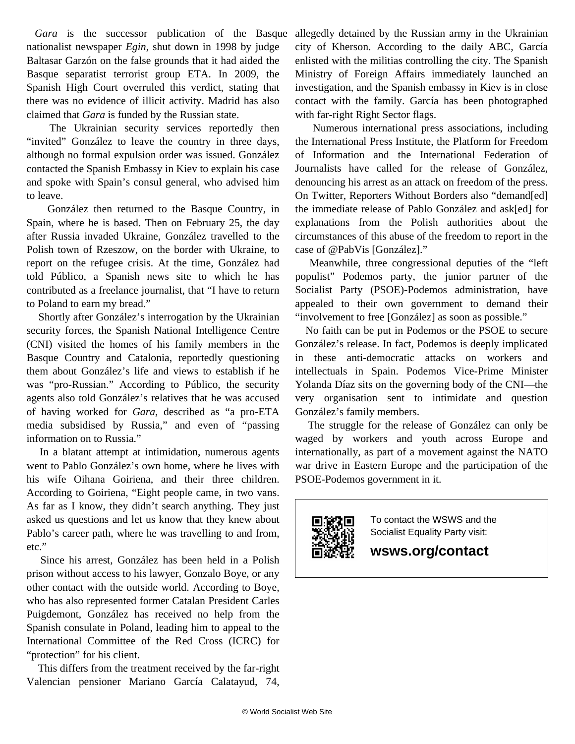*Gara* is the successor publication of the Basque nationalist newspaper *Egin*, shut down in 1998 by judge Baltasar Garzón on the false grounds that it had aided the Basque separatist terrorist group ETA. In 2009, the Spanish High Court overruled this verdict, stating that there was no evidence of illicit activity. Madrid has also claimed that *Gara* is funded by the Russian state.

The Ukrainian security services reportedly then "invited" González to leave the country in three days, although no formal expulsion order was issued. González contacted the Spanish Embassy in Kiev to explain his case and spoke with Spain's consul general, who advised him to leave.

González then returned to the Basque Country, in Spain, where he is based. Then on February 25, the day after Russia invaded Ukraine, González travelled to the Polish town of Rzeszow, on the border with Ukraine, to report on the refugee crisis. At the time, González had told Público, a Spanish news site to which he has contributed as a freelance journalist, that "I have to return to Poland to earn my bread."

Shortly after González's interrogation by the Ukrainian security forces, the Spanish National Intelligence Centre (CNI) visited the homes of his family members in the Basque Country and Catalonia, reportedly questioning them about González's life and views to establish if he was "pro-Russian." According to Público, the security agents also told González's relatives that he was accused of having worked for *Gara*, described as "a pro-ETA media subsidised by Russia," and even of "passing information on to Russia."

In a blatant attempt at intimidation, numerous agents went to Pablo González's own home, where he lives with his wife Oihana Goiriena, and their three children. According to Goiriena, "Eight people came, in two vans. As far as I know, they didn't search anything. They just asked us questions and let us know that they knew about Pablo's career path, where he was travelling to and from, etc."

Since his arrest, González has been held in a Polish prison without access to his lawyer, Gonzalo Boye, or any other contact with the outside world. According to Boye, who has also represented former Catalan President Carles Puigdemont, González has received no help from the Spanish consulate in Poland, leading him to appeal to the International Committee of the Red Cross (ICRC) for "protection" for his client.

This differs from the treatment received by the far-right Valencian pensioner Mariano García Calatayud, 74, allegedly detained by the Russian army in the Ukrainian city of Kherson. According to the daily ABC, García enlisted with the militias controlling the city. The Spanish Ministry of Foreign Affairs immediately launched an investigation, and the Spanish embassy in Kiev is in close contact with the family. García has been photographed with far-right Right Sector flags.

Numerous international press associations, including the International Press Institute, the Platform for Freedom of Information and the International Federation of Journalists have called for the release of González, denouncing his arrest as an attack on freedom of the press. On Twitter, Reporters Without Borders also "demand[ed] the immediate release of Pablo González and ask[ed] for explanations from the Polish authorities about the circumstances of this abuse of the freedom to report in the case of @PabVis [González]."

Meanwhile, three congressional deputies of the "left populist" Podemos party, the junior partner of the Socialist Party (PSOE)-Podemos administration, have appealed to their own government to demand their "involvement to free [González] as soon as possible."

No faith can be put in Podemos or the PSOE to secure González's release. In fact, Podemos is deeply implicated in these anti-democratic attacks on workers and intellectuals in Spain. Podemos Vice-Prime Minister Yolanda Díaz sits on the governing body of the CNI—the very organisation sent to intimidate and question González's family members.

The struggle for the release of González can only be waged by workers and youth across Europe and internationally, as part of a movement against the NATO war drive in Eastern Europe and the participation of the PSOE-Podemos government in it.

To contact the WSWS and the Socialist Equality Party visit:

**wsws.org/contact**